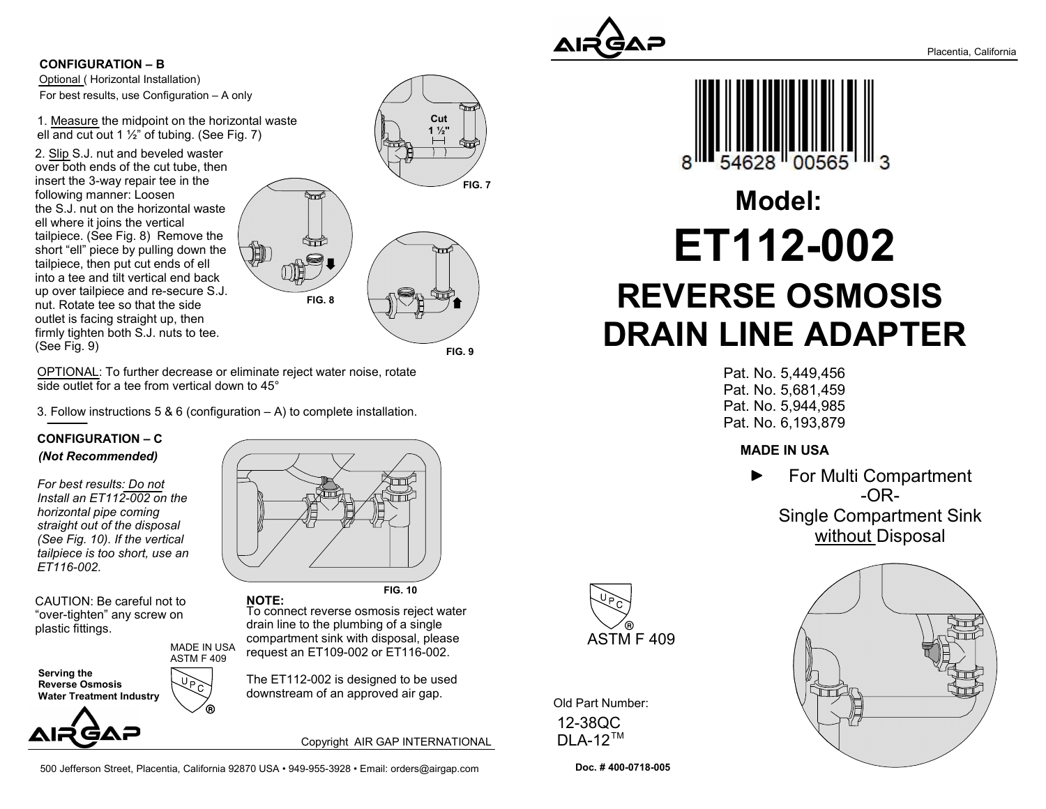### CONFIGURATION – B

Optional ( Horizontal Installation)

For best results, use Configuration – A only

1. Measure the midpoint on the horizontal waste ell and cut out 1 ½" of tubing. (See Fig. 7)

2. Slip S.J. nut and beveled waster over both ends of the cut tube, then insert the 3-way repair tee in the following manner: Loosen the S.J. nut on the horizontal waste ell where it joins the vertical tailpiece. (See Fig. 8) Remove the short "ell" piece by pulling down the tailpiece, then put cut ends of ell into a tee and tilt vertical end back up over tailpiece and re-secure S.J. nut. Rotate tee so that the side outlet is facing straight up, then firmly tighten both S.J. nuts to tee. (See Fig. 9)

Cut 1 ½"

FIG. 7

FIG. 8

FIG. 9

OPTIONAL: To further decrease or eliminate reject water noise, rotate side outlet for a tee from vertical down to 45°

3. Follow instructions 5 & 6 (configuration – A) to complete installation.

### CONFIGURATION – C

***(Not Recommended)***

*For best results: Do not Install an ET112-002 on the horizontal pipe coming straight out of the disposal (See Fig. 10). If the vertical tailpiece is too short, use an ET116-002.*

FIG. 10

CAUTION: Be careful not to "over-tighten" any screw on plastic fittings.

**NOTE:**
To connect reverse osmosis reject water drain line to the plumbing of a single compartment sink with disposal, please request an ET109-002 or ET116-002.

The ET112-002 is designed to be used downstream of an approved air gap.

MADE IN USA
ASTM F 409

UPC ®

**Serving the Reverse Osmosis Water Treatment Industry**

AIRGAP

Copyright AIR GAP INTERNATIONAL

500 Jefferson Street, Placentia, California 92870 USA • 949-955-3928 • Email: orders@airgap.com

AIRGAP

Placentia, California

8 54628 00565 3

# Model:

# ET112-002

# REVERSE OSMOSIS DRAIN LINE ADAPTER

Pat. No. 5,449,456
Pat. No. 5,681,459
Pat. No. 5,944,985
Pat. No. 6,193,879

**MADE IN USA**

► For Multi Compartment
-OR-
Single Compartment Sink
without Disposal

UPC ®
ASTM F 409

Old Part Number:
12-38QC
DLA-12™

**Doc. # 400-0718-005**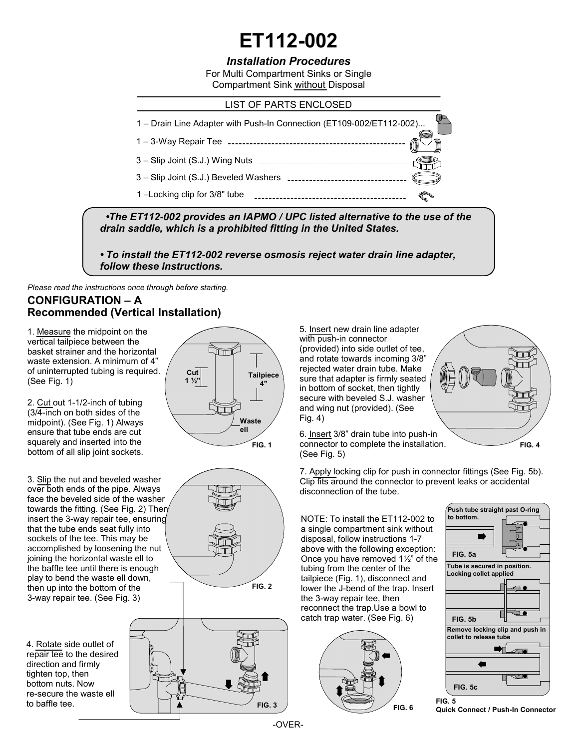# ET112-002

***Installation Procedures***

For Multi Compartment Sinks or Single Compartment Sink without Disposal

LIST OF PARTS ENCLOSED

1 – Drain Line Adapter with Push-In Connection (ET109-002/ET112-002)...

1 – 3-Way Repair Tee

3 – Slip Joint (S.J.) Wing Nuts

3 – Slip Joint (S.J.) Beveled Washers

1 –Locking clip for 3/8" tube

***•The ET112-002 provides an IAPMO / UPC listed alternative to the use of the drain saddle, which is a prohibited fitting in the United States.***

***• To install the ET112-002 reverse osmosis reject water drain line adapter, follow these instructions.***

*Please read the instructions once through before starting.*

## CONFIGURATION – A
## Recommended (Vertical Installation)

1. Measure the midpoint on the vertical tailpiece between the basket strainer and the horizontal waste extension. A minimum of 4" of uninterrupted tubing is required. (See Fig. 1)

2. Cut out 1-1/2-inch of tubing (3/4-inch on both sides of the midpoint). (See Fig. 1) Always ensure that tube ends are cut squarely and inserted into the bottom of all slip joint sockets.

Cut 1 ½"

Tailpiece 4"

Waste ell

**FIG. 1**

3. Slip the nut and beveled washer over both ends of the pipe. Always face the beveled side of the washer towards the fitting. (See Fig. 2) Then insert the 3-way repair tee, ensuring that the tube ends seat fully into sockets of the tee. This may be accomplished by loosening the nut joining the horizontal waste ell to the baffle tee until there is enough play to bend the waste ell down, then up into the bottom of the 3-way repair tee. (See Fig. 3)

**FIG. 2**

4. Rotate side outlet of repair tee to the desired direction and firmly tighten top, then bottom nuts. Now re-secure the waste ell to baffle tee.

**FIG. 3**

5. Insert new drain line adapter with push-in connector (provided) into side outlet of tee, and rotate towards incoming 3/8" rejected water drain tube. Make sure that adapter is firmly seated in bottom of socket, then tightly secure with beveled S.J. washer and wing nut (provided). (See Fig. 4)

6. Insert 3/8" drain tube into push-in connector to complete the installation. (See Fig. 5)

**FIG. 4**

7. Apply locking clip for push in connector fittings (See Fig. 5b). Clip fits around the connector to prevent leaks or accidental disconnection of the tube.

NOTE: To install the ET112-002 to a single compartment sink without disposal, follow instructions 1-7 above with the following exception: Once you have removed 1½" of the tubing from the center of the tailpiece (Fig. 1), disconnect and lower the J-bend of the trap. Insert the 3-way repair tee, then reconnect the trap.Use a bowl to catch trap water. (See Fig. 6)

**FIG. 6**

**Push tube straight past O-ring to bottom.**

**FIG. 5a**

**Tube is secured in position. Locking collet applied**

**FIG. 5b**

**Remove locking clip and push in collet to release tube**

**FIG. 5c**

**FIG. 5**
**Quick Connect / Push-In Connector**

-OVER-